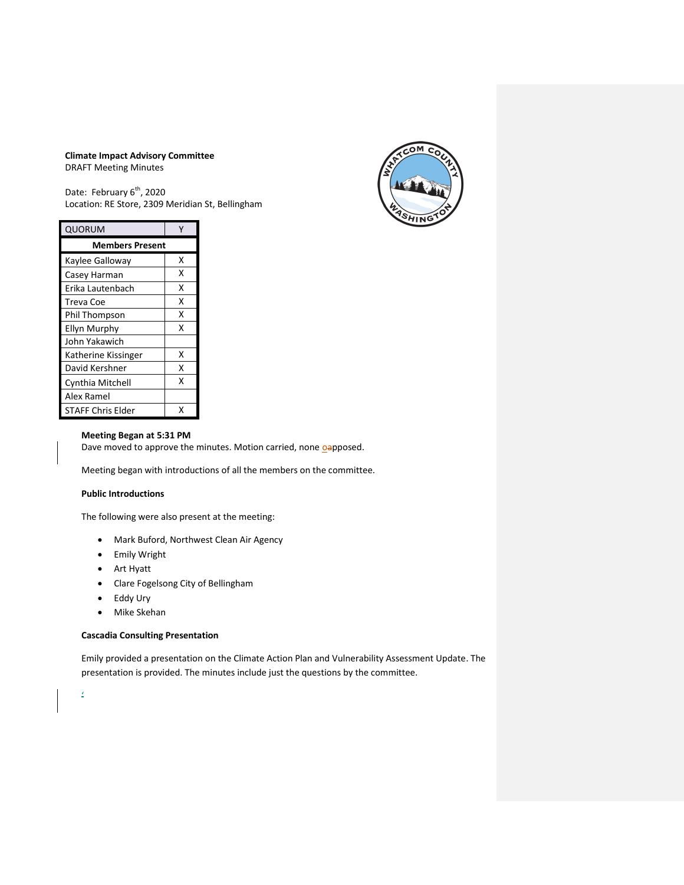**Climate Impact Advisory Committee**
DRAFT Meeting Minutes

Date: February 6th, 2020
Location: RE Store, 2309 Meridian St, Bellingham

| QUORUM | Y |
| --- | --- |
| **Members Present** | |
| Kaylee Galloway | X |
| Casey Harman | X |
| Erika Lautenbach | X |
| Treva Coe | X |
| Phil Thompson | X |
| Ellyn Murphy | X |
| John Yakawich | |
| Katherine Kissinger | X |
| David Kershner | X |
| Cynthia Mitchell | X |
| Alex Ramel | |
| STAFF Chris Elder | X |

**Meeting Began at 5:31 PM**
Dave moved to approve the minutes. Motion carried, none opposed.

Meeting began with introductions of all the members on the committee.

**Public Introductions**

The following were also present at the meeting:

- Mark Buford, Northwest Clean Air Agency
- Emily Wright
- Art Hyatt
- Clare Fogelsong City of Bellingham
- Eddy Ury
- Mike Skehan

**Cascadia Consulting Presentation**

Emily provided a presentation on the Climate Action Plan and Vulnerability Assessment Update. The presentation is provided. The minutes include just the questions by the committee.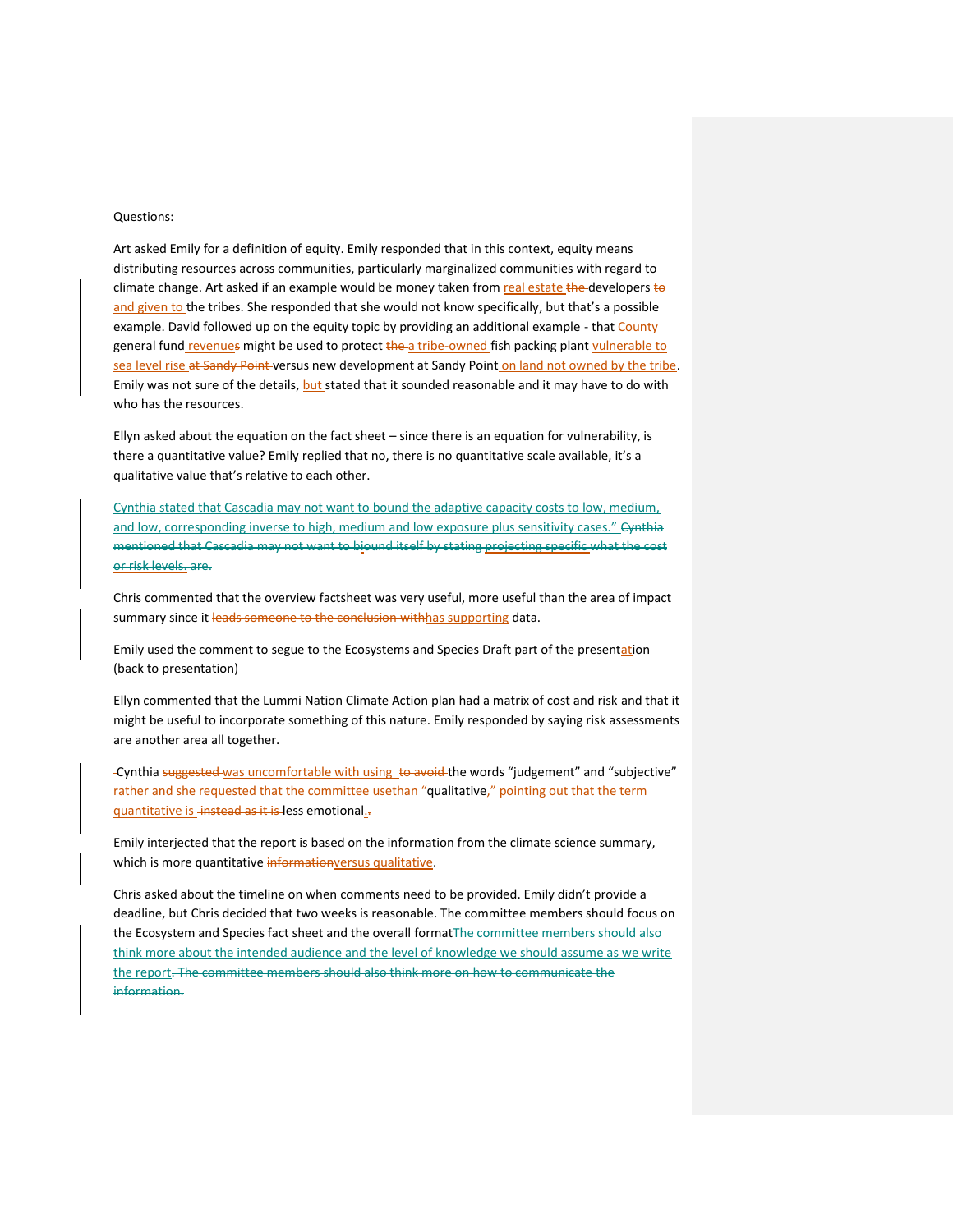Questions:

Art asked Emily for a definition of equity. Emily responded that in this context, equity means distributing resources across communities, particularly marginalized communities with regard to climate change. Art asked if an example would be money taken from real estate ~~the~~ developers ~~to~~ and given to the tribes. She responded that she would not know specifically, but that's a possible example. David followed up on the equity topic by providing an additional example - that County general fund revenue~~s~~ might be used to protect ~~the~~ a tribe-owned fish packing plant vulnerable to sea level rise ~~at Sandy Point~~ versus new development at Sandy Point on land not owned by the tribe. Emily was not sure of the details, but stated that it sounded reasonable and it may have to do with who has the resources.

Ellyn asked about the equation on the fact sheet – since there is an equation for vulnerability, is there a quantitative value? Emily replied that no, there is no quantitative scale available, it's a qualitative value that's relative to each other.

Cynthia stated that Cascadia may not want to bound the adaptive capacity costs to low, medium, and low, corresponding inverse to high, medium and low exposure plus sensitivity cases." ~~Cynthia mentioned that Cascadia may not want to biound itself by stating projecting specific what the cost or risk levels. are.~~

Chris commented that the overview factsheet was very useful, more useful than the area of impact summary since it ~~leads someone to the conclusion with~~has supporting data.

Emily used the comment to segue to the Ecosystems and Species Draft part of the presentation (back to presentation)

Ellyn commented that the Lummi Nation Climate Action plan had a matrix of cost and risk and that it might be useful to incorporate something of this nature. Emily responded by saying risk assessments are another area all together.

Cynthia ~~suggested~~ was uncomfortable with using ~~to avoid~~ the words "judgement" and "subjective" rather ~~and she requested that the committee use~~than "qualitative," pointing out that the term quantitative is ~~instead as it is~~ less emotional.

Emily interjected that the report is based on the information from the climate science summary, which is more quantitative ~~information~~versus qualitative.

Chris asked about the timeline on when comments need to be provided. Emily didn't provide a deadline, but Chris decided that two weeks is reasonable. The committee members should focus on the Ecosystem and Species fact sheet and the overall formatThe committee members should also think more about the intended audience and the level of knowledge we should assume as we write the report~~. The committee members should also think more on how to communicate the information.~~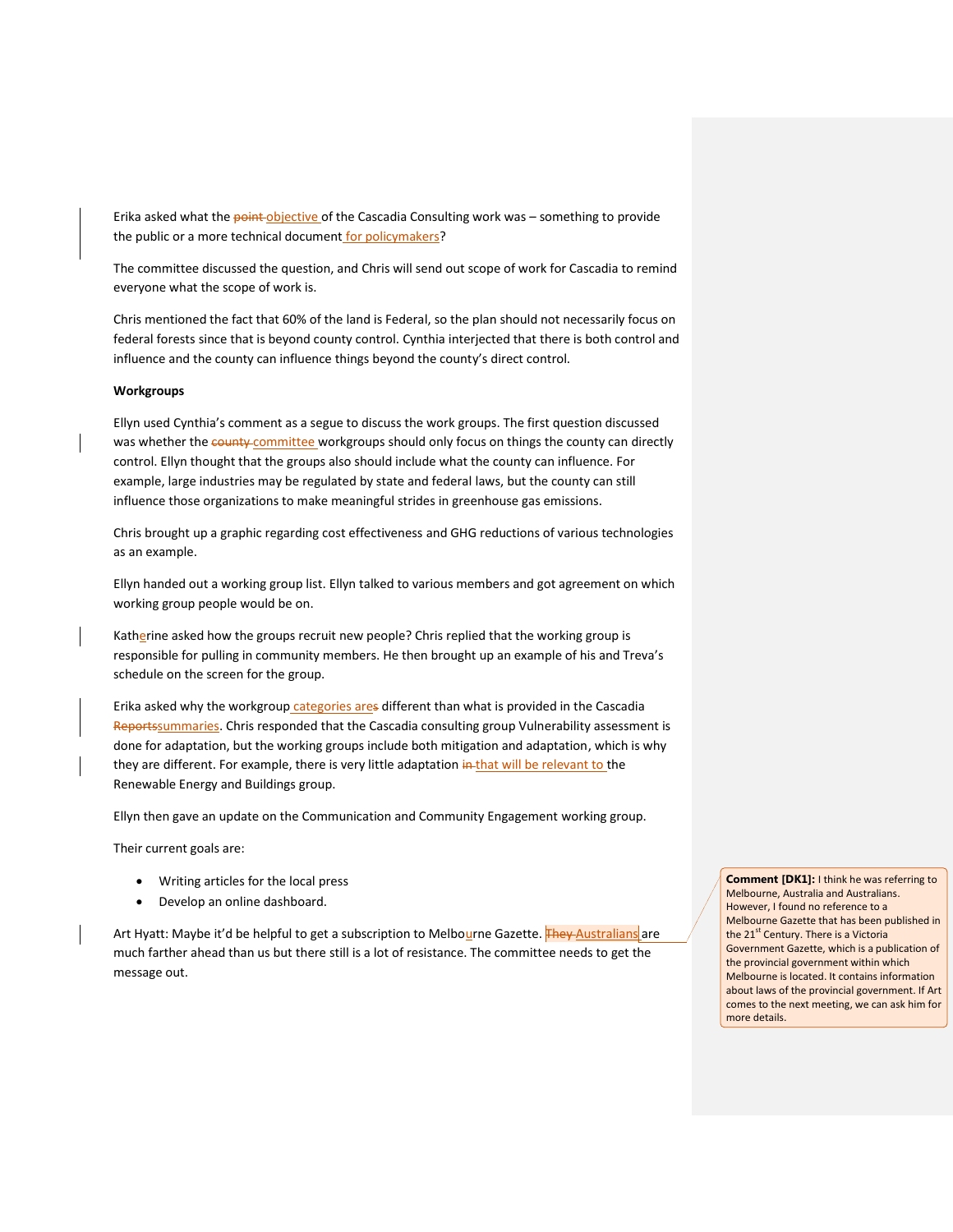Erika asked what the objective of the Cascadia Consulting work was – something to provide the public or a more technical document for policymakers?

The committee discussed the question, and Chris will send out scope of work for Cascadia to remind everyone what the scope of work is.

Chris mentioned the fact that 60% of the land is Federal, so the plan should not necessarily focus on federal forests since that is beyond county control. Cynthia interjected that there is both control and influence and the county can influence things beyond the county's direct control.

**Workgroups**

Ellyn used Cynthia's comment as a segue to discuss the work groups. The first question discussed was whether the committee workgroups should only focus on things the county can directly control. Ellyn thought that the groups also should include what the county can influence. For example, large industries may be regulated by state and federal laws, but the county can still influence those organizations to make meaningful strides in greenhouse gas emissions.

Chris brought up a graphic regarding cost effectiveness and GHG reductions of various technologies as an example.

Ellyn handed out a working group list. Ellyn talked to various members and got agreement on which working group people would be on.

Katherine asked how the groups recruit new people? Chris replied that the working group is responsible for pulling in community members. He then brought up an example of his and Treva's schedule on the screen for the group.

Erika asked why the workgroup categories are different than what is provided in the Cascadia summaries. Chris responded that the Cascadia consulting group Vulnerability assessment is done for adaptation, but the working groups include both mitigation and adaptation, which is why they are different. For example, there is very little adaptation that will be relevant to the Renewable Energy and Buildings group.

Ellyn then gave an update on the Communication and Community Engagement working group.

Their current goals are:

- Writing articles for the local press
- Develop an online dashboard.

Art Hyatt: Maybe it'd be helpful to get a subscription to Melbourne Gazette. Australians are much farther ahead than us but there still is a lot of resistance. The committee needs to get the message out.

**Comment [DK1]:** I think he was referring to Melbourne, Australia and Australians. However, I found no reference to a Melbourne Gazette that has been published in the 21st Century. There is a Victoria Government Gazette, which is a publication of the provincial government within which Melbourne is located. It contains information about laws of the provincial government. If Art comes to the next meeting, we can ask him for more details.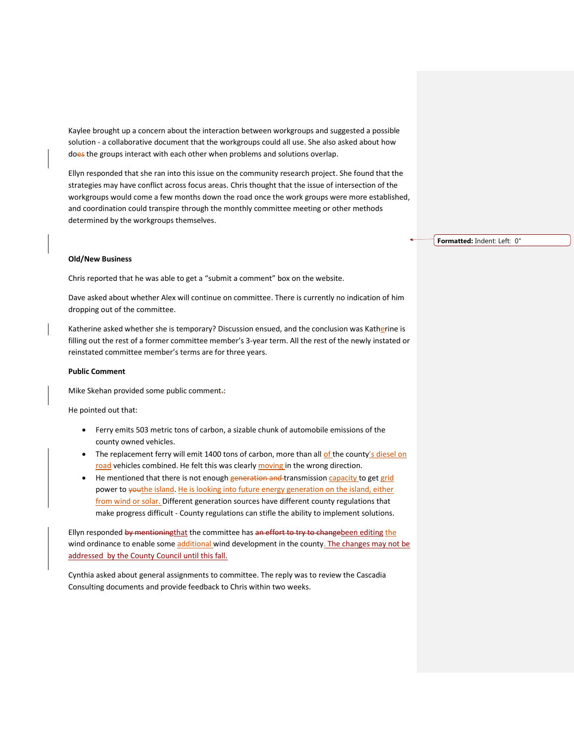Kaylee brought up a concern about the interaction between workgroups and suggested a possible solution - a collaborative document that the workgroups could all use. She also asked about how do the groups interact with each other when problems and solutions overlap.

Ellyn responded that she ran into this issue on the community research project. She found that the strategies may have conflict across focus areas. Chris thought that the issue of intersection of the workgroups would come a few months down the road once the work groups were more established, and coordination could transpire through the monthly committee meeting or other methods determined by the workgroups themselves.

**Old/New Business**

Chris reported that he was able to get a "submit a comment" box on the website.

Dave asked about whether Alex will continue on committee. There is currently no indication of him dropping out of the committee.

Katherine asked whether she is temporary? Discussion ensued, and the conclusion was Katherine is filling out the rest of a former committee member's 3-year term. All the rest of the newly instated or reinstated committee member's terms are for three years.

**Public Comment**

Mike Skehan provided some public comment:

He pointed out that:

- Ferry emits 503 metric tons of carbon, a sizable chunk of automobile emissions of the county owned vehicles.
- The replacement ferry will emit 1400 tons of carbon, more than all of the county's diesel on road vehicles combined. He felt this was clearly moving in the wrong direction.
- He mentioned that there is not enough transmission capacity to get grid power to the island. He is looking into future energy generation on the island, either from wind or solar. Different generation sources have different county regulations that make progress difficult - County regulations can stifle the ability to implement solutions.

Ellyn responded that the committee has been editing the wind ordinance to enable some additional wind development in the county. The changes may not be addressed by the County Council until this fall.

Cynthia asked about general assignments to committee. The reply was to review the Cascadia Consulting documents and provide feedback to Chris within two weeks.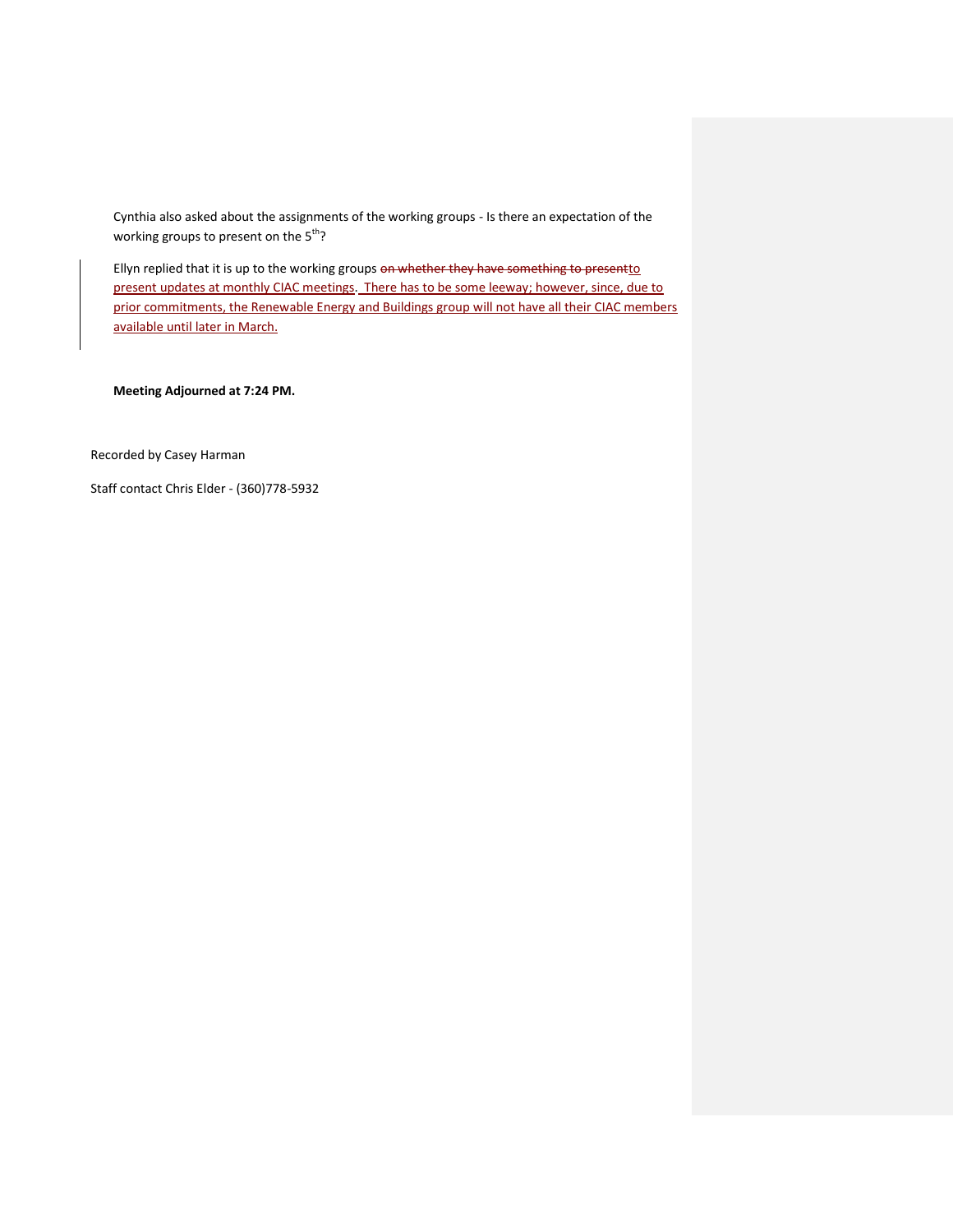Cynthia also asked about the assignments of the working groups - Is there an expectation of the working groups to present on the 5th?

Ellyn replied that it is up to the working groups ~~on whether they have something to present~~to present updates at monthly CIAC meetings. There has to be some leeway; however, since, due to prior commitments, the Renewable Energy and Buildings group will not have all their CIAC members available until later in March.

**Meeting Adjourned at 7:24 PM.**

Recorded by Casey Harman

Staff contact Chris Elder - (360)778-5932